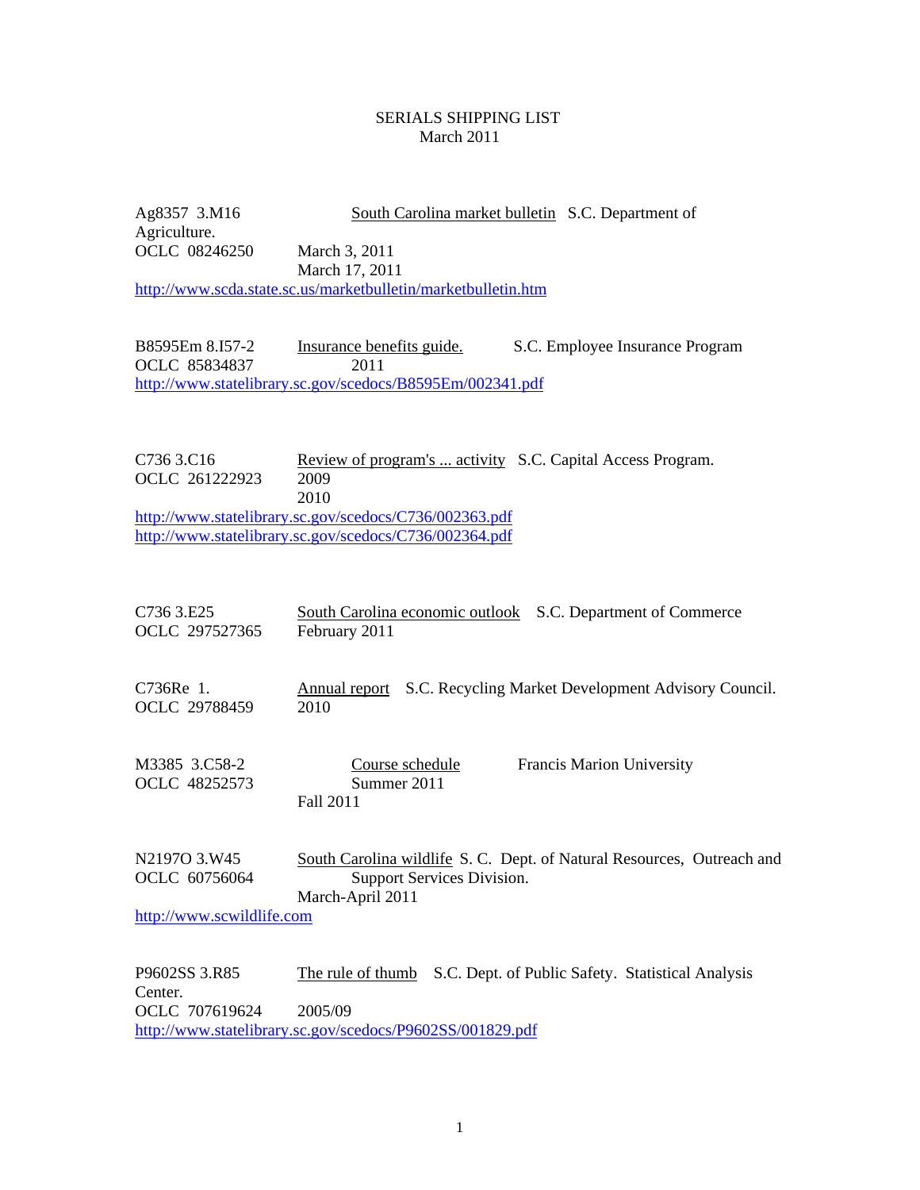# SERIALS SHIPPING LIST
March 2011

Ag8357 3.M16 South Carolina market bulletin S.C. Department of Agriculture.
OCLC 08246250
March 3, 2011
March 17, 2011
http://www.scda.state.sc.us/marketbulletin/marketbulletin.htm

B8595Em 8.I57-2 Insurance benefits guide. S.C. Employee Insurance Program
OCLC 85834837
2011
http://www.statelibrary.sc.gov/scedocs/B8595Em/002341.pdf

C736 3.C16 Review of program's ... activity S.C. Capital Access Program.
OCLC 261222923
2009
2010
http://www.statelibrary.sc.gov/scedocs/C736/002363.pdf
http://www.statelibrary.sc.gov/scedocs/C736/002364.pdf

C736 3.E25 South Carolina economic outlook S.C. Department of Commerce
OCLC 297527365
February 2011

C736Re 1. Annual report S.C. Recycling Market Development Advisory Council.
OCLC 29788459
2010

M3385 3.C58-2 Course schedule Francis Marion University
OCLC 48252573
Summer 2011
Fall 2011

N2197O 3.W45 South Carolina wildlife S. C. Dept. of Natural Resources, Outreach and Support Services Division.
OCLC 60756064
March-April 2011
http://www.scwildlife.com

P9602SS 3.R85 The rule of thumb S.C. Dept. of Public Safety. Statistical Analysis Center.
OCLC 707619624
2005/09
http://www.statelibrary.sc.gov/scedocs/P9602SS/001829.pdf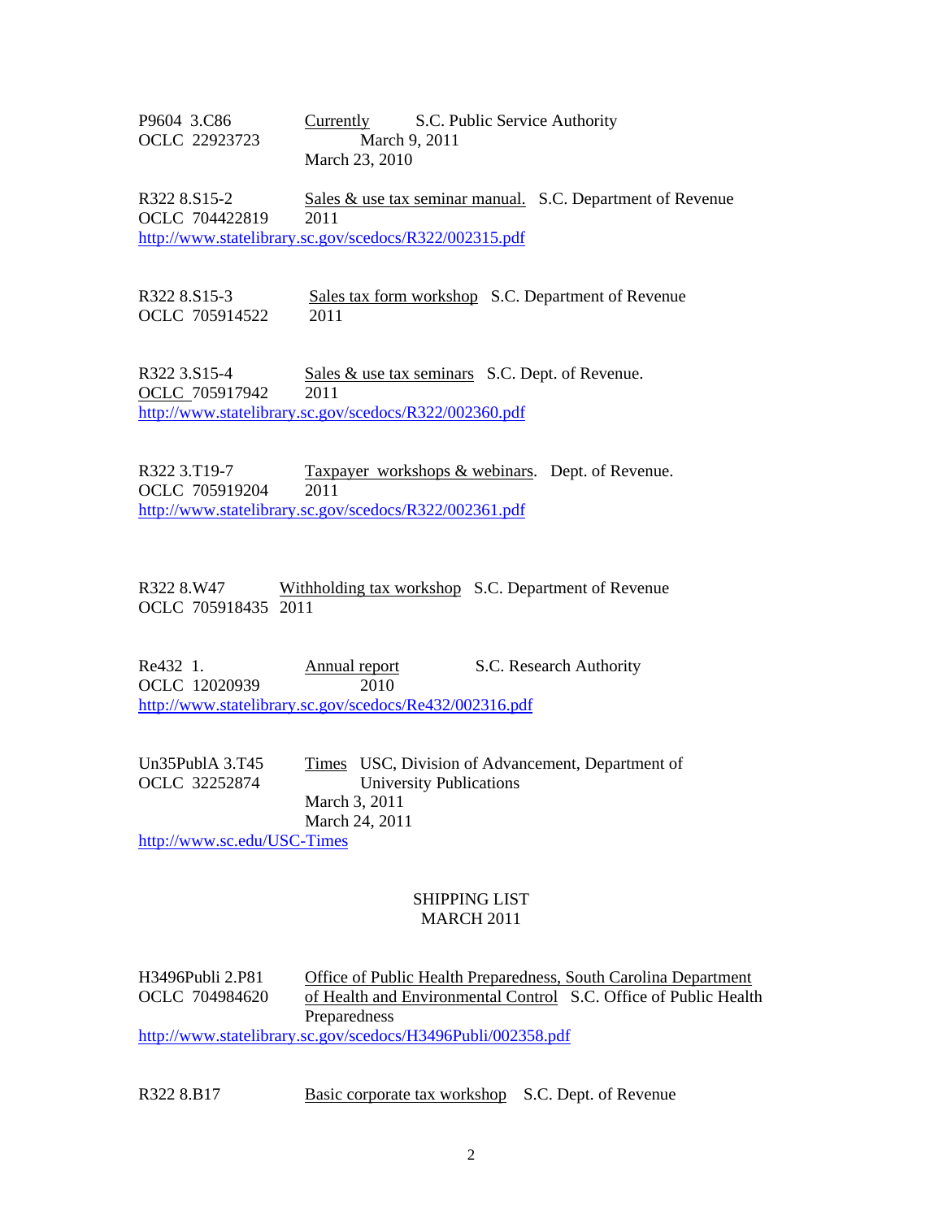P9604 3.C86 Currently S.C. Public Service Authority
OCLC 22923723 March 9, 2011
March 23, 2010

R322 8.S15-2 Sales & use tax seminar manual. S.C. Department of Revenue
OCLC 704422819 2011
http://www.statelibrary.sc.gov/scedocs/R322/002315.pdf

R322 8.S15-3 Sales tax form workshop S.C. Department of Revenue
OCLC 705914522 2011

R322 3.S15-4 Sales & use tax seminars S.C. Dept. of Revenue.
OCLC 705917942 2011
http://www.statelibrary.sc.gov/scedocs/R322/002360.pdf

R322 3.T19-7 Taxpayer workshops & webinars. Dept. of Revenue.
OCLC 705919204 2011
http://www.statelibrary.sc.gov/scedocs/R322/002361.pdf

R322 8.W47 Withholding tax workshop S.C. Department of Revenue
OCLC 705918435 2011

Re432 1. Annual report S.C. Research Authority
OCLC 12020939 2010
http://www.statelibrary.sc.gov/scedocs/Re432/002316.pdf

Un35PublA 3.T45 Times USC, Division of Advancement, Department of University Publications
OCLC 32252874 March 3, 2011
March 24, 2011
http://www.sc.edu/USC-Times

SHIPPING LIST
MARCH 2011

H3496Publi 2.P81 Office of Public Health Preparedness, South Carolina Department of Health and Environmental Control S.C. Office of Public Health Preparedness
OCLC 704984620
http://www.statelibrary.sc.gov/scedocs/H3496Publi/002358.pdf

R322 8.B17 Basic corporate tax workshop S.C. Dept. of Revenue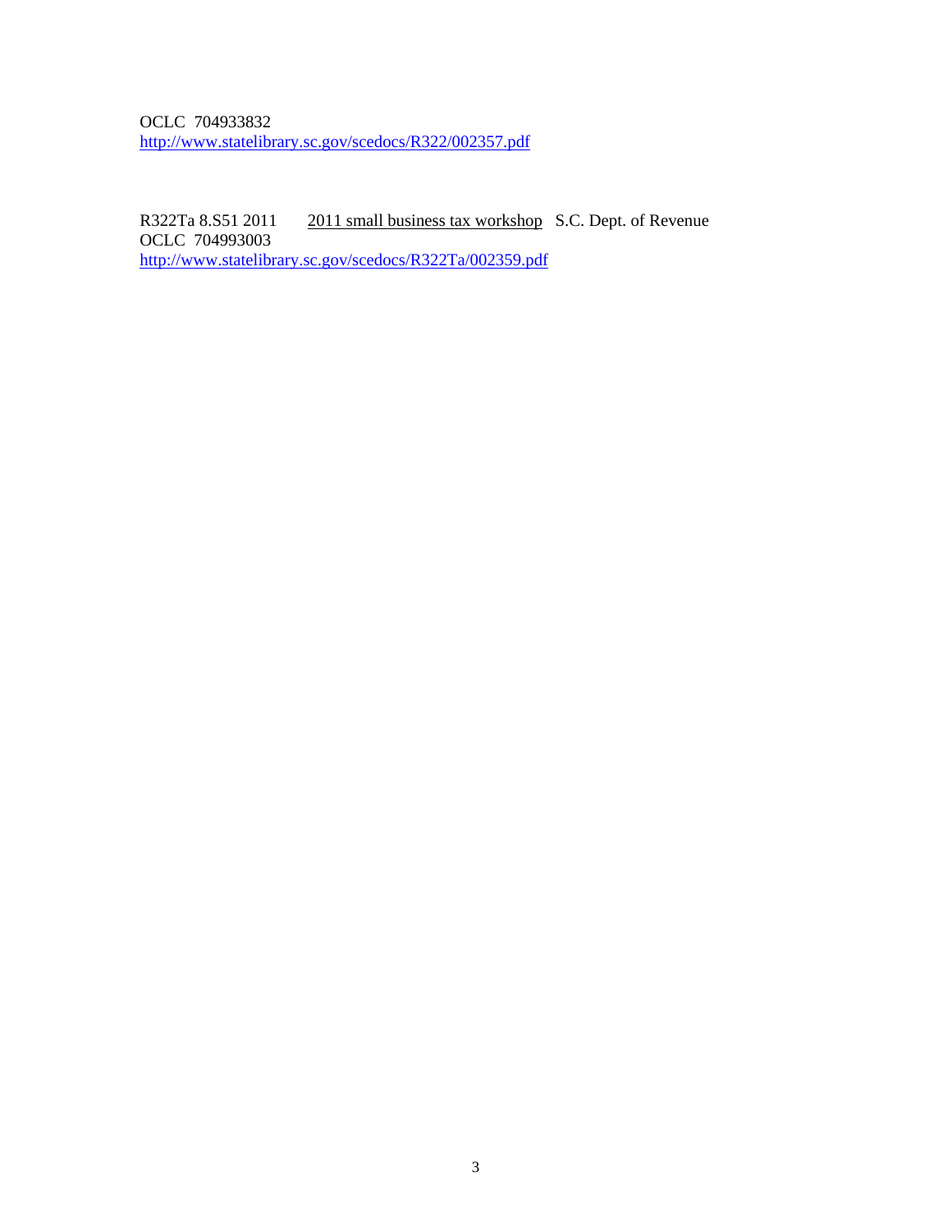OCLC 704933832
http://www.statelibrary.sc.gov/scedocs/R322/002357.pdf

R322Ta 8.S51 2011 2011 small business tax workshop S.C. Dept. of Revenue
OCLC 704993003
http://www.statelibrary.sc.gov/scedocs/R322Ta/002359.pdf